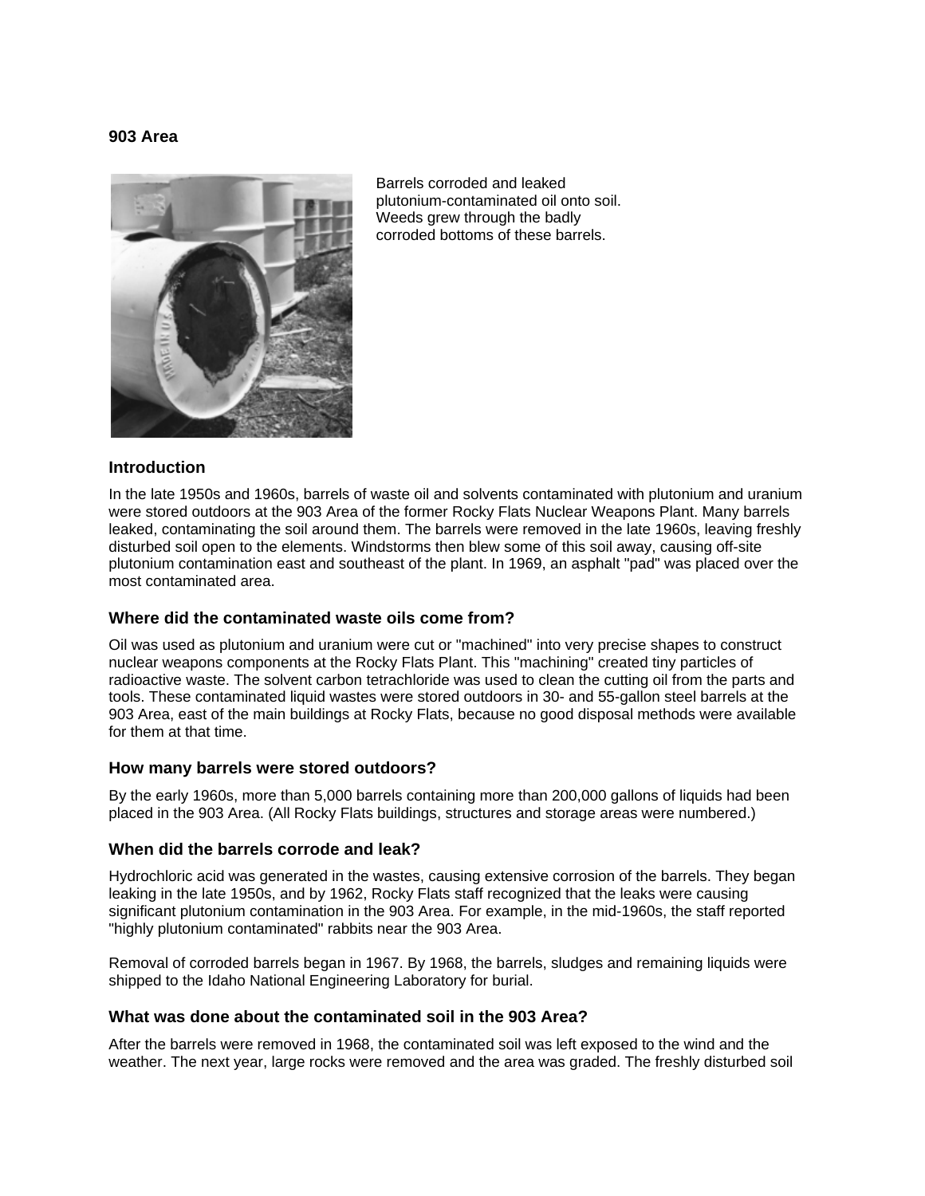**903 Area**

Barrels corroded and leaked plutonium-contaminated oil onto soil. Weeds grew through the badly corroded bottoms of these barrels.

## Introduction

In the late 1950s and 1960s, barrels of waste oil and solvents contaminated with plutonium and uranium were stored outdoors at the 903 Area of the former Rocky Flats Nuclear Weapons Plant. Many barrels leaked, contaminating the soil around them. The barrels were removed in the late 1960s, leaving freshly disturbed soil open to the elements. Windstorms then blew some of this soil away, causing off-site plutonium contamination east and southeast of the plant. In 1969, an asphalt "pad" was placed over the most contaminated area.

## Where did the contaminated waste oils come from?

Oil was used as plutonium and uranium were cut or "machined" into very precise shapes to construct nuclear weapons components at the Rocky Flats Plant. This "machining" created tiny particles of radioactive waste. The solvent carbon tetrachloride was used to clean the cutting oil from the parts and tools. These contaminated liquid wastes were stored outdoors in 30- and 55-gallon steel barrels at the 903 Area, east of the main buildings at Rocky Flats, because no good disposal methods were available for them at that time.

## How many barrels were stored outdoors?

By the early 1960s, more than 5,000 barrels containing more than 200,000 gallons of liquids had been placed in the 903 Area. (All Rocky Flats buildings, structures and storage areas were numbered.)

## When did the barrels corrode and leak?

Hydrochloric acid was generated in the wastes, causing extensive corrosion of the barrels. They began leaking in the late 1950s, and by 1962, Rocky Flats staff recognized that the leaks were causing significant plutonium contamination in the 903 Area. For example, in the mid-1960s, the staff reported "highly plutonium contaminated" rabbits near the 903 Area.

Removal of corroded barrels began in 1967. By 1968, the barrels, sludges and remaining liquids were shipped to the Idaho National Engineering Laboratory for burial.

## What was done about the contaminated soil in the 903 Area?

After the barrels were removed in 1968, the contaminated soil was left exposed to the wind and the weather. The next year, large rocks were removed and the area was graded. The freshly disturbed soil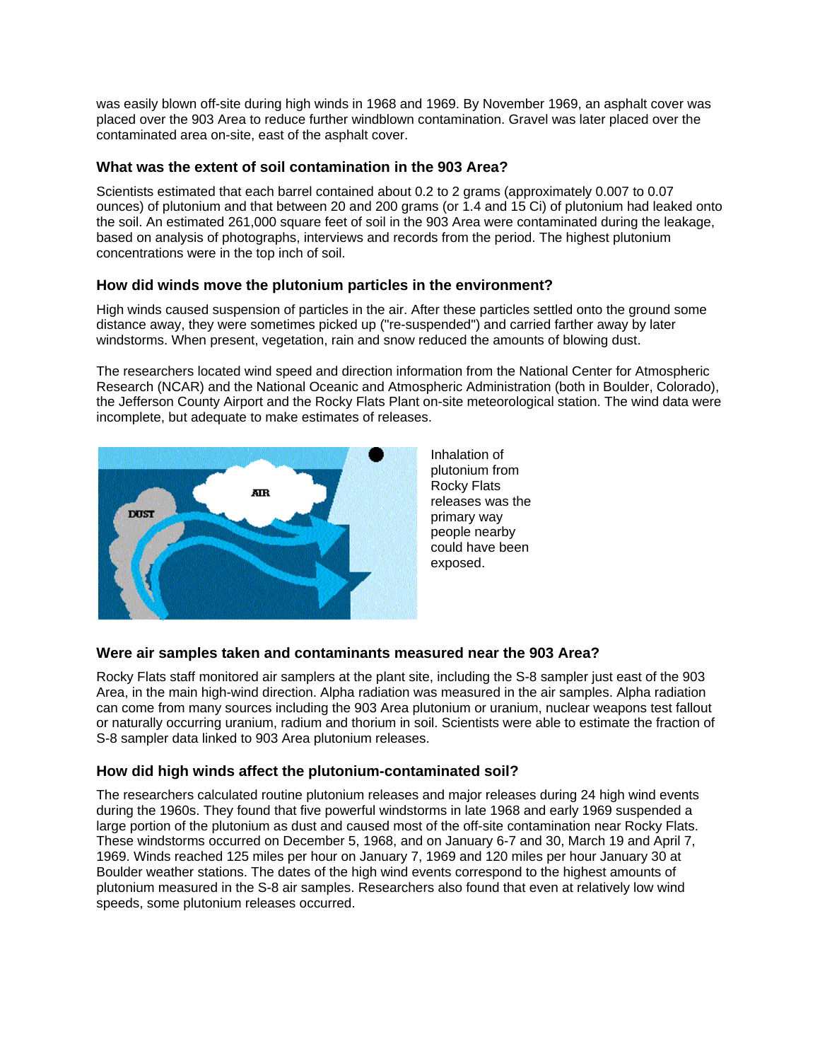was easily blown off-site during high winds in 1968 and 1969. By November 1969, an asphalt cover was placed over the 903 Area to reduce further windblown contamination. Gravel was later placed over the contaminated area on-site, east of the asphalt cover.

### What was the extent of soil contamination in the 903 Area?

Scientists estimated that each barrel contained about 0.2 to 2 grams (approximately 0.007 to 0.07 ounces) of plutonium and that between 20 and 200 grams (or 1.4 and 15 Ci) of plutonium had leaked onto the soil. An estimated 261,000 square feet of soil in the 903 Area were contaminated during the leakage, based on analysis of photographs, interviews and records from the period. The highest plutonium concentrations were in the top inch of soil.

### How did winds move the plutonium particles in the environment?

High winds caused suspension of particles in the air. After these particles settled onto the ground some distance away, they were sometimes picked up ("re-suspended") and carried farther away by later windstorms. When present, vegetation, rain and snow reduced the amounts of blowing dust.

The researchers located wind speed and direction information from the National Center for Atmospheric Research (NCAR) and the National Oceanic and Atmospheric Administration (both in Boulder, Colorado), the Jefferson County Airport and the Rocky Flats Plant on-site meteorological station. The wind data were incomplete, but adequate to make estimates of releases.

Inhalation of plutonium from Rocky Flats releases was the primary way people nearby could have been exposed.

### Were air samples taken and contaminants measured near the 903 Area?

Rocky Flats staff monitored air samplers at the plant site, including the S-8 sampler just east of the 903 Area, in the main high-wind direction. Alpha radiation was measured in the air samples. Alpha radiation can come from many sources including the 903 Area plutonium or uranium, nuclear weapons test fallout or naturally occurring uranium, radium and thorium in soil. Scientists were able to estimate the fraction of S-8 sampler data linked to 903 Area plutonium releases.

### How did high winds affect the plutonium-contaminated soil?

The researchers calculated routine plutonium releases and major releases during 24 high wind events during the 1960s. They found that five powerful windstorms in late 1968 and early 1969 suspended a large portion of the plutonium as dust and caused most of the off-site contamination near Rocky Flats. These windstorms occurred on December 5, 1968, and on January 6-7 and 30, March 19 and April 7, 1969. Winds reached 125 miles per hour on January 7, 1969 and 120 miles per hour January 30 at Boulder weather stations. The dates of the high wind events correspond to the highest amounts of plutonium measured in the S-8 air samples. Researchers also found that even at relatively low wind speeds, some plutonium releases occurred.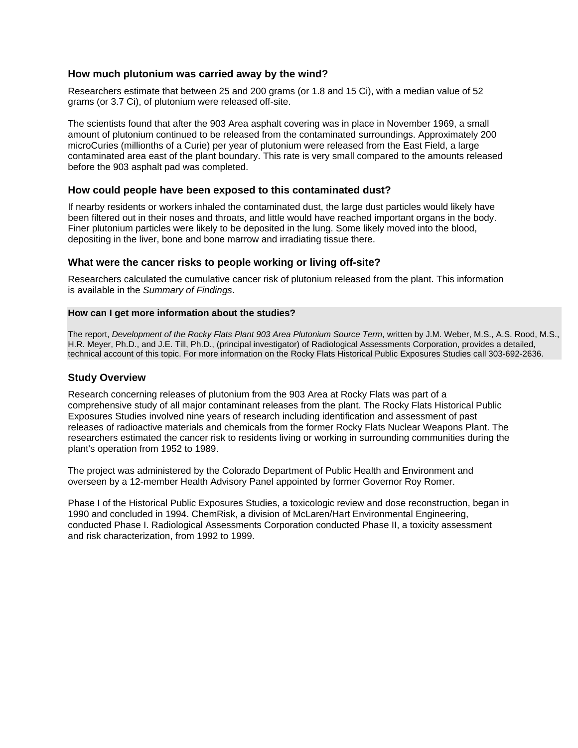### How much plutonium was carried away by the wind?

Researchers estimate that between 25 and 200 grams (or 1.8 and 15 Ci), with a median value of 52 grams (or 3.7 Ci), of plutonium were released off-site.

The scientists found that after the 903 Area asphalt covering was in place in November 1969, a small amount of plutonium continued to be released from the contaminated surroundings. Approximately 200 microCuries (millionths of a Curie) per year of plutonium were released from the East Field, a large contaminated area east of the plant boundary. This rate is very small compared to the amounts released before the 903 asphalt pad was completed.

### How could people have been exposed to this contaminated dust?

If nearby residents or workers inhaled the contaminated dust, the large dust particles would likely have been filtered out in their noses and throats, and little would have reached important organs in the body. Finer plutonium particles were likely to be deposited in the lung. Some likely moved into the blood, depositing in the liver, bone and bone marrow and irradiating tissue there.

### What were the cancer risks to people working or living off-site?

Researchers calculated the cumulative cancer risk of plutonium released from the plant. This information is available in the *Summary of Findings*.

**How can I get more information about the studies?**

The report, *Development of the Rocky Flats Plant 903 Area Plutonium Source Term*, written by J.M. Weber, M.S., A.S. Rood, M.S., H.R. Meyer, Ph.D., and J.E. Till, Ph.D., (principal investigator) of Radiological Assessments Corporation, provides a detailed, technical account of this topic. For more information on the Rocky Flats Historical Public Exposures Studies call 303-692-2636.

### Study Overview

Research concerning releases of plutonium from the 903 Area at Rocky Flats was part of a comprehensive study of all major contaminant releases from the plant. The Rocky Flats Historical Public Exposures Studies involved nine years of research including identification and assessment of past releases of radioactive materials and chemicals from the former Rocky Flats Nuclear Weapons Plant. The researchers estimated the cancer risk to residents living or working in surrounding communities during the plant's operation from 1952 to 1989.

The project was administered by the Colorado Department of Public Health and Environment and overseen by a 12-member Health Advisory Panel appointed by former Governor Roy Romer.

Phase I of the Historical Public Exposures Studies, a toxicologic review and dose reconstruction, began in 1990 and concluded in 1994. ChemRisk, a division of McLaren/Hart Environmental Engineering, conducted Phase I. Radiological Assessments Corporation conducted Phase II, a toxicity assessment and risk characterization, from 1992 to 1999.